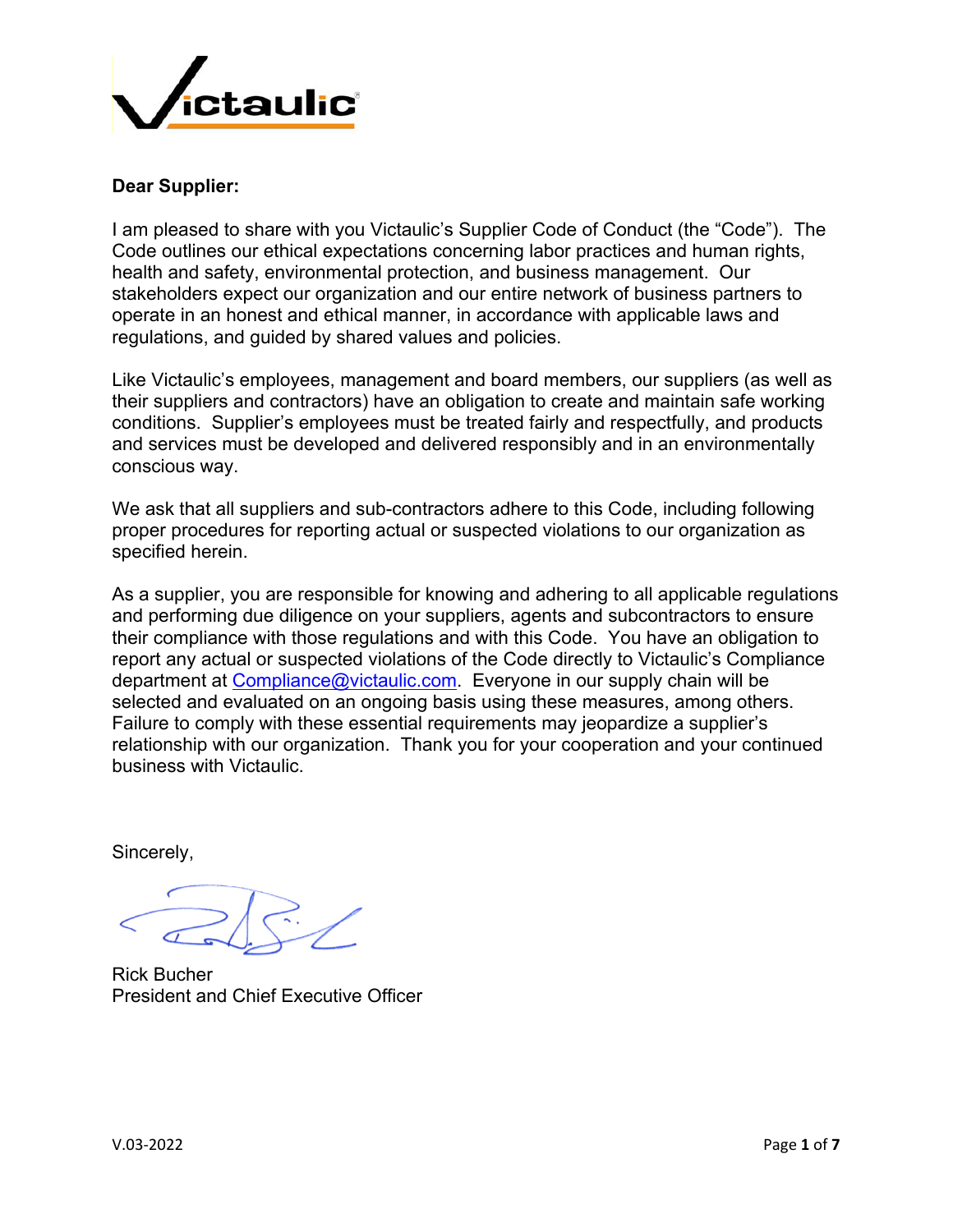**Dear Supplier:**

I am pleased to share with you Victaulic's Supplier Code of Conduct (the "Code"). The Code outlines our ethical expectations concerning labor practices and human rights, health and safety, environmental protection, and business management. Our stakeholders expect our organization and our entire network of business partners to operate in an honest and ethical manner, in accordance with applicable laws and regulations, and guided by shared values and policies.

Like Victaulic's employees, management and board members, our suppliers (as well as their suppliers and contractors) have an obligation to create and maintain safe working conditions. Supplier's employees must be treated fairly and respectfully, and products and services must be developed and delivered responsibly and in an environmentally conscious way.

We ask that all suppliers and sub-contractors adhere to this Code, including following proper procedures for reporting actual or suspected violations to our organization as specified herein.

As a supplier, you are responsible for knowing and adhering to all applicable regulations and performing due diligence on your suppliers, agents and subcontractors to ensure their compliance with those regulations and with this Code. You have an obligation to report any actual or suspected violations of the Code directly to Victaulic's Compliance department at Compliance@victaulic.com. Everyone in our supply chain will be selected and evaluated on an ongoing basis using these measures, among others. Failure to comply with these essential requirements may jeopardize a supplier's relationship with our organization. Thank you for your cooperation and your continued business with Victaulic.

Sincerely,

Rick Bucher
President and Chief Executive Officer

V.03-2022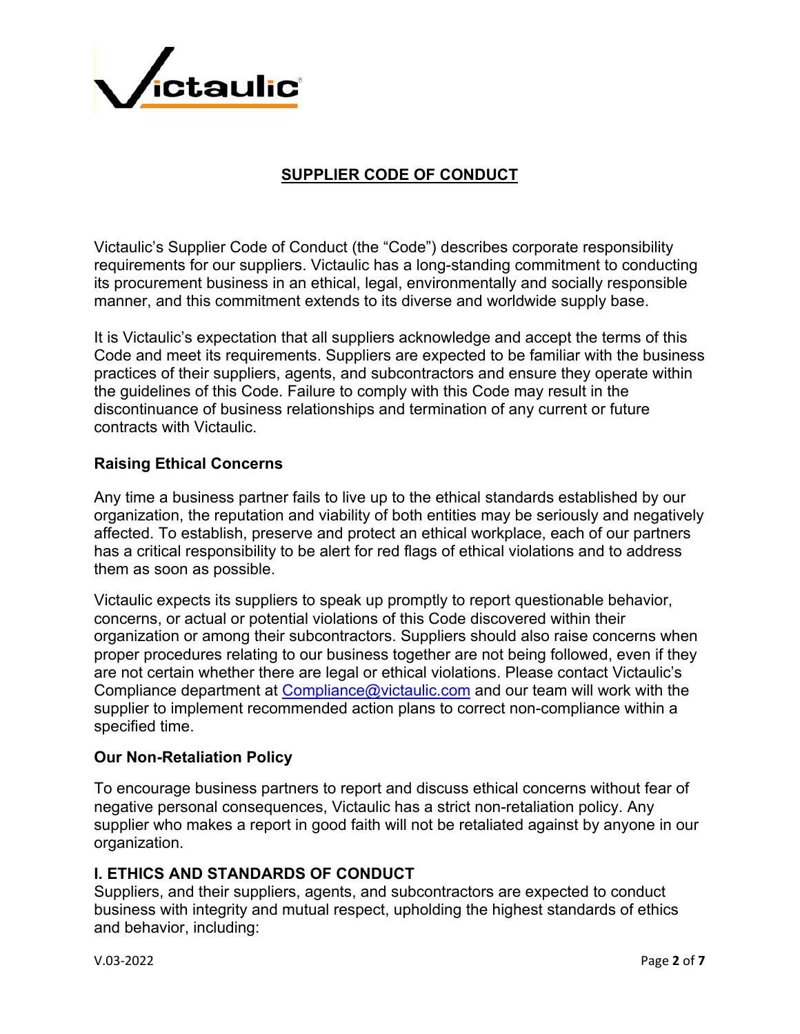# SUPPLIER CODE OF CONDUCT

Victaulic's Supplier Code of Conduct (the "Code") describes corporate responsibility requirements for our suppliers. Victaulic has a long-standing commitment to conducting its procurement business in an ethical, legal, environmentally and socially responsible manner, and this commitment extends to its diverse and worldwide supply base.

It is Victaulic's expectation that all suppliers acknowledge and accept the terms of this Code and meet its requirements. Suppliers are expected to be familiar with the business practices of their suppliers, agents, and subcontractors and ensure they operate within the guidelines of this Code. Failure to comply with this Code may result in the discontinuance of business relationships and termination of any current or future contracts with Victaulic.

## Raising Ethical Concerns

Any time a business partner fails to live up to the ethical standards established by our organization, the reputation and viability of both entities may be seriously and negatively affected. To establish, preserve and protect an ethical workplace, each of our partners has a critical responsibility to be alert for red flags of ethical violations and to address them as soon as possible.

Victaulic expects its suppliers to speak up promptly to report questionable behavior, concerns, or actual or potential violations of this Code discovered within their organization or among their subcontractors. Suppliers should also raise concerns when proper procedures relating to our business together are not being followed, even if they are not certain whether there are legal or ethical violations. Please contact Victaulic's Compliance department at Compliance@victaulic.com and our team will work with the supplier to implement recommended action plans to correct non-compliance within a specified time.

## Our Non-Retaliation Policy

To encourage business partners to report and discuss ethical concerns without fear of negative personal consequences, Victaulic has a strict non-retaliation policy. Any supplier who makes a report in good faith will not be retaliated against by anyone in our organization.

## I. ETHICS AND STANDARDS OF CONDUCT

Suppliers, and their suppliers, agents, and subcontractors are expected to conduct business with integrity and mutual respect, upholding the highest standards of ethics and behavior, including: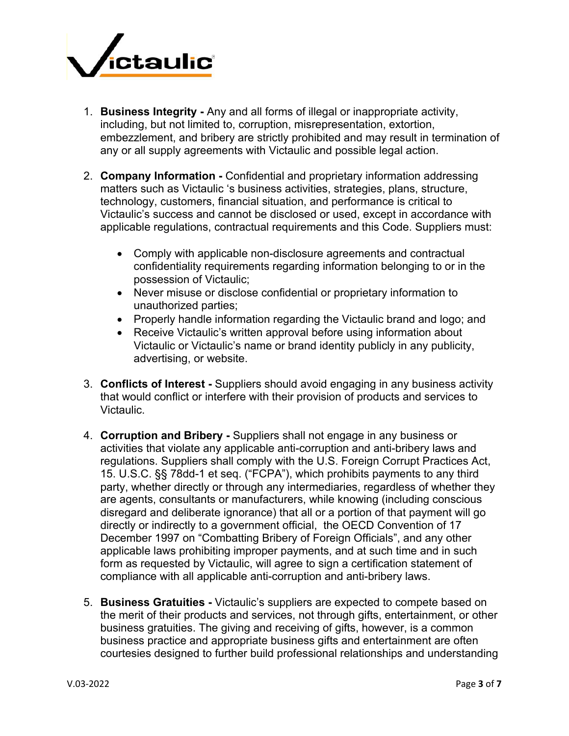1. **Business Integrity -** Any and all forms of illegal or inappropriate activity, including, but not limited to, corruption, misrepresentation, extortion, embezzlement, and bribery are strictly prohibited and may result in termination of any or all supply agreements with Victaulic and possible legal action.

2. **Company Information -** Confidential and proprietary information addressing matters such as Victaulic 's business activities, strategies, plans, structure, technology, customers, financial situation, and performance is critical to Victaulic's success and cannot be disclosed or used, except in accordance with applicable regulations, contractual requirements and this Code. Suppliers must:

    - Comply with applicable non-disclosure agreements and contractual confidentiality requirements regarding information belonging to or in the possession of Victaulic;
    - Never misuse or disclose confidential or proprietary information to unauthorized parties;
    - Properly handle information regarding the Victaulic brand and logo; and
    - Receive Victaulic's written approval before using information about Victaulic or Victaulic's name or brand identity publicly in any publicity, advertising, or website.

3. **Conflicts of Interest -** Suppliers should avoid engaging in any business activity that would conflict or interfere with their provision of products and services to Victaulic.

4. **Corruption and Bribery -** Suppliers shall not engage in any business or activities that violate any applicable anti-corruption and anti-bribery laws and regulations. Suppliers shall comply with the U.S. Foreign Corrupt Practices Act, 15. U.S.C. §§ 78dd-1 et seq. ("FCPA"), which prohibits payments to any third party, whether directly or through any intermediaries, regardless of whether they are agents, consultants or manufacturers, while knowing (including conscious disregard and deliberate ignorance) that all or a portion of that payment will go directly or indirectly to a government official, the OECD Convention of 17 December 1997 on "Combatting Bribery of Foreign Officials", and any other applicable laws prohibiting improper payments, and at such time and in such form as requested by Victaulic, will agree to sign a certification statement of compliance with all applicable anti-corruption and anti-bribery laws.

5. **Business Gratuities -** Victaulic's suppliers are expected to compete based on the merit of their products and services, not through gifts, entertainment, or other business gratuities. The giving and receiving of gifts, however, is a common business practice and appropriate business gifts and entertainment are often courtesies designed to further build professional relationships and understanding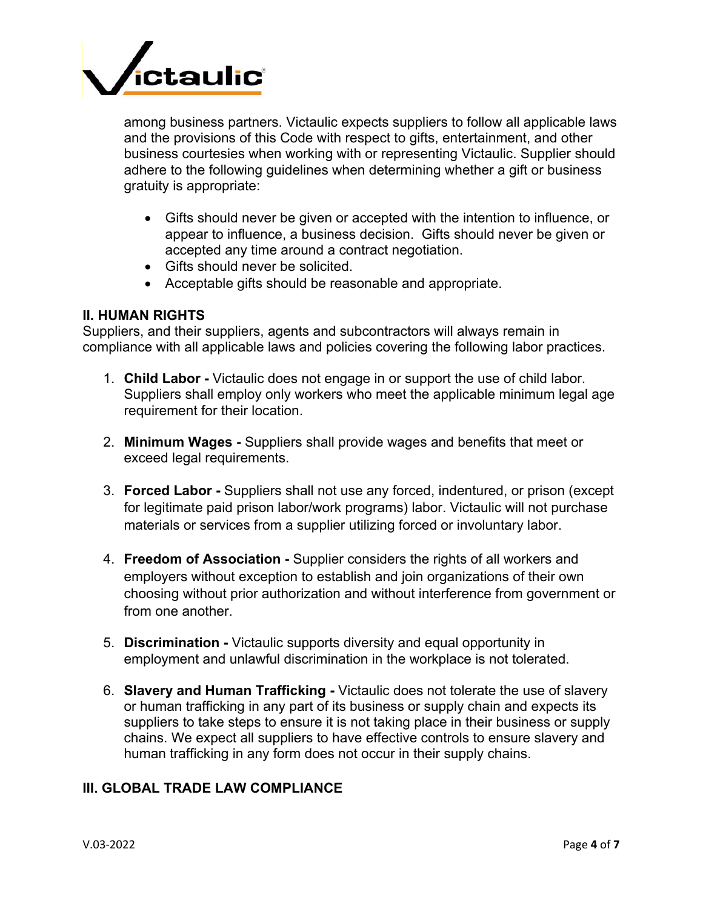among business partners. Victaulic expects suppliers to follow all applicable laws and the provisions of this Code with respect to gifts, entertainment, and other business courtesies when working with or representing Victaulic. Supplier should adhere to the following guidelines when determining whether a gift or business gratuity is appropriate:

- Gifts should never be given or accepted with the intention to influence, or appear to influence, a business decision. Gifts should never be given or accepted any time around a contract negotiation.
- Gifts should never be solicited.
- Acceptable gifts should be reasonable and appropriate.

## II. HUMAN RIGHTS

Suppliers, and their suppliers, agents and subcontractors will always remain in compliance with all applicable laws and policies covering the following labor practices.

1. **Child Labor -** Victaulic does not engage in or support the use of child labor. Suppliers shall employ only workers who meet the applicable minimum legal age requirement for their location.

2. **Minimum Wages -** Suppliers shall provide wages and benefits that meet or exceed legal requirements.

3. **Forced Labor -** Suppliers shall not use any forced, indentured, or prison (except for legitimate paid prison labor/work programs) labor. Victaulic will not purchase materials or services from a supplier utilizing forced or involuntary labor.

4. **Freedom of Association -** Supplier considers the rights of all workers and employers without exception to establish and join organizations of their own choosing without prior authorization and without interference from government or from one another.

5. **Discrimination -** Victaulic supports diversity and equal opportunity in employment and unlawful discrimination in the workplace is not tolerated.

6. **Slavery and Human Trafficking -** Victaulic does not tolerate the use of slavery or human trafficking in any part of its business or supply chain and expects its suppliers to take steps to ensure it is not taking place in their business or supply chains. We expect all suppliers to have effective controls to ensure slavery and human trafficking in any form does not occur in their supply chains.

## III. GLOBAL TRADE LAW COMPLIANCE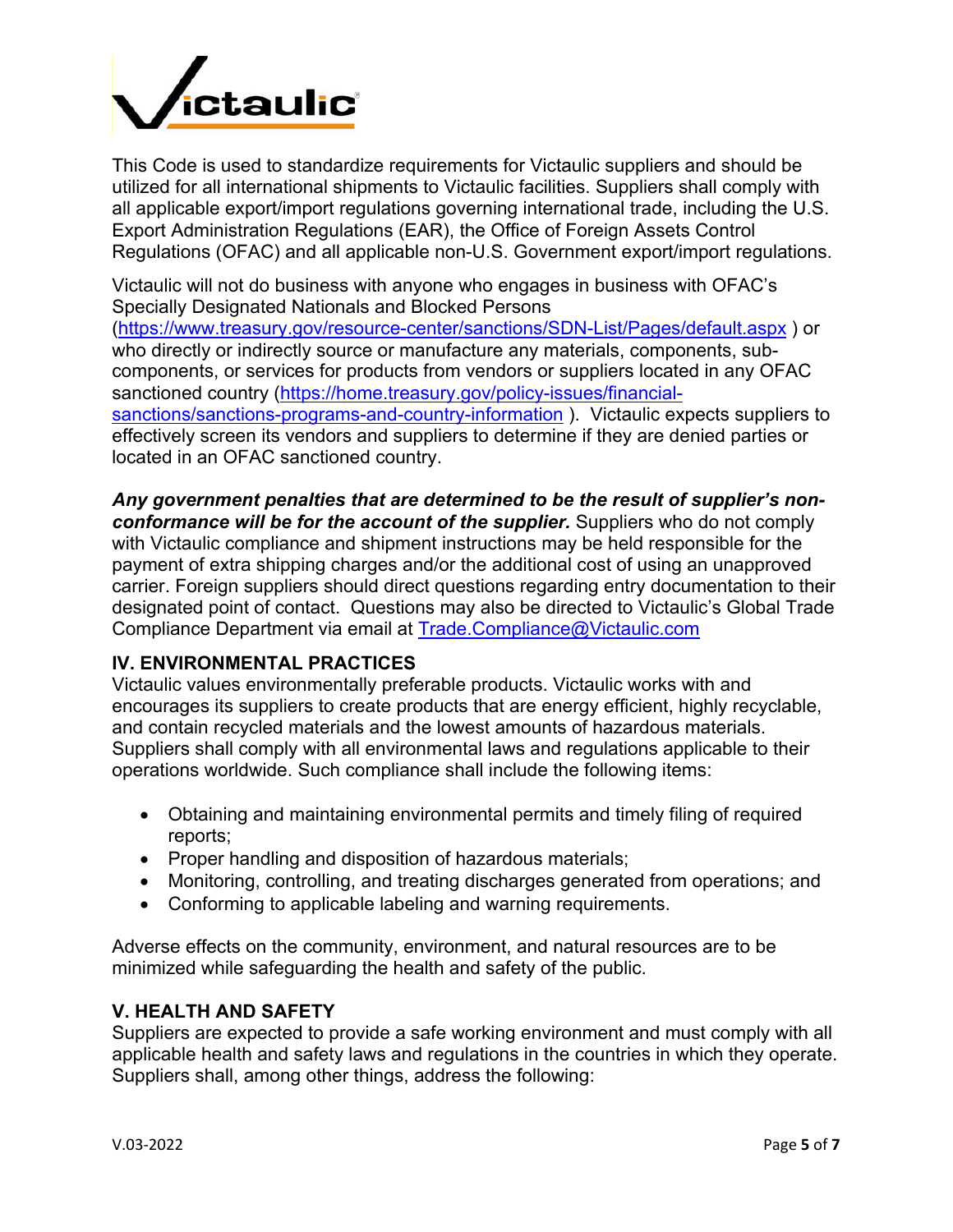This Code is used to standardize requirements for Victaulic suppliers and should be utilized for all international shipments to Victaulic facilities. Suppliers shall comply with all applicable export/import regulations governing international trade, including the U.S. Export Administration Regulations (EAR), the Office of Foreign Assets Control Regulations (OFAC) and all applicable non-U.S. Government export/import regulations.

Victaulic will not do business with anyone who engages in business with OFAC's Specially Designated Nationals and Blocked Persons (https://www.treasury.gov/resource-center/sanctions/SDN-List/Pages/default.aspx ) or who directly or indirectly source or manufacture any materials, components, sub-components, or services for products from vendors or suppliers located in any OFAC sanctioned country (https://home.treasury.gov/policy-issues/financial-sanctions/sanctions-programs-and-country-information ). Victaulic expects suppliers to effectively screen its vendors and suppliers to determine if they are denied parties or located in an OFAC sanctioned country.

***Any government penalties that are determined to be the result of supplier's non-conformance will be for the account of the supplier.*** Suppliers who do not comply with Victaulic compliance and shipment instructions may be held responsible for the payment of extra shipping charges and/or the additional cost of using an unapproved carrier. Foreign suppliers should direct questions regarding entry documentation to their designated point of contact. Questions may also be directed to Victaulic's Global Trade Compliance Department via email at Trade.Compliance@Victaulic.com

## IV. ENVIRONMENTAL PRACTICES

Victaulic values environmentally preferable products. Victaulic works with and encourages its suppliers to create products that are energy efficient, highly recyclable, and contain recycled materials and the lowest amounts of hazardous materials. Suppliers shall comply with all environmental laws and regulations applicable to their operations worldwide. Such compliance shall include the following items:

- Obtaining and maintaining environmental permits and timely filing of required reports;
- Proper handling and disposition of hazardous materials;
- Monitoring, controlling, and treating discharges generated from operations; and
- Conforming to applicable labeling and warning requirements.

Adverse effects on the community, environment, and natural resources are to be minimized while safeguarding the health and safety of the public.

## V. HEALTH AND SAFETY

Suppliers are expected to provide a safe working environment and must comply with all applicable health and safety laws and regulations in the countries in which they operate. Suppliers shall, among other things, address the following: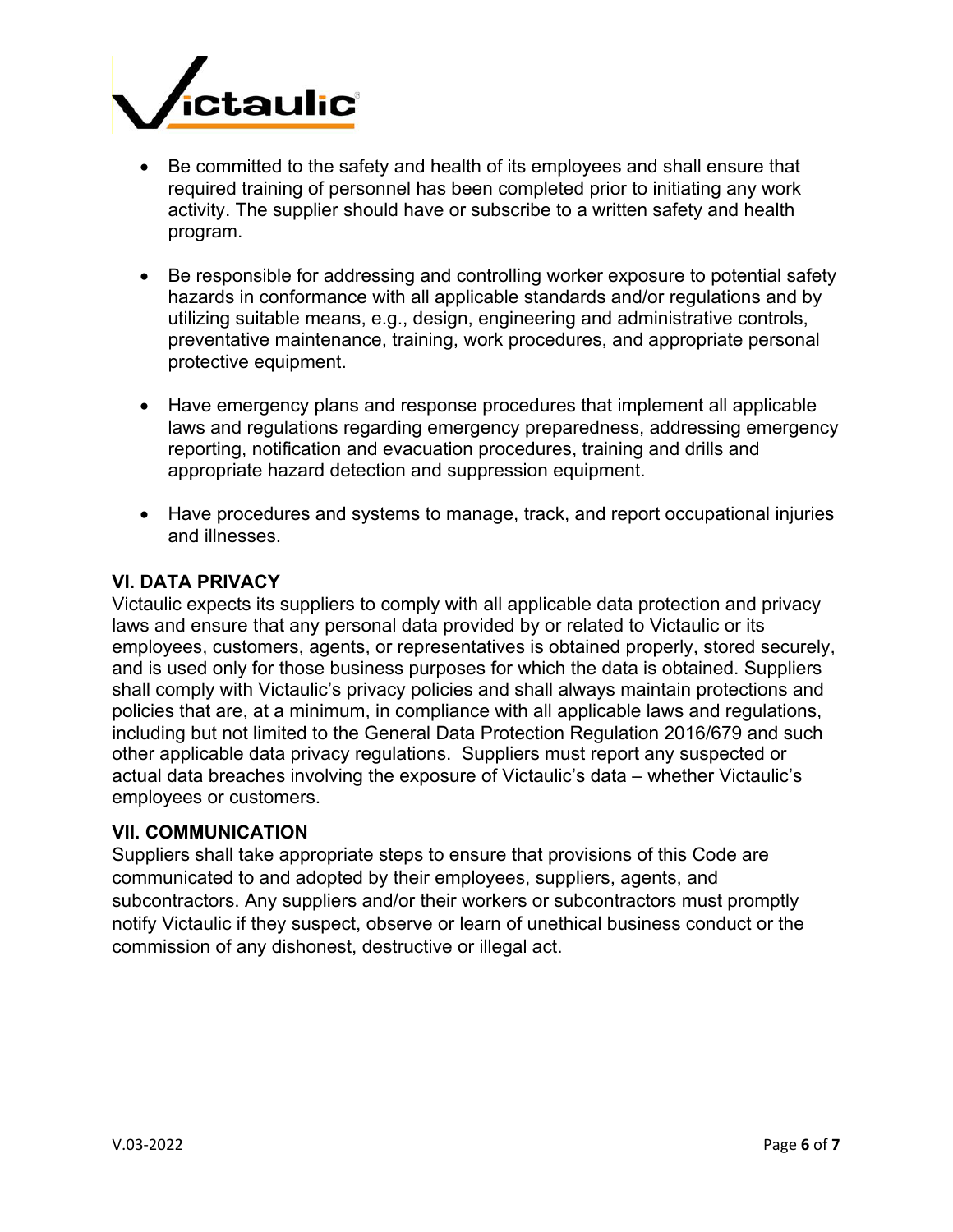- Be committed to the safety and health of its employees and shall ensure that required training of personnel has been completed prior to initiating any work activity. The supplier should have or subscribe to a written safety and health program.

- Be responsible for addressing and controlling worker exposure to potential safety hazards in conformance with all applicable standards and/or regulations and by utilizing suitable means, e.g., design, engineering and administrative controls, preventative maintenance, training, work procedures, and appropriate personal protective equipment.

- Have emergency plans and response procedures that implement all applicable laws and regulations regarding emergency preparedness, addressing emergency reporting, notification and evacuation procedures, training and drills and appropriate hazard detection and suppression equipment.

- Have procedures and systems to manage, track, and report occupational injuries and illnesses.

## VI. DATA PRIVACY

Victaulic expects its suppliers to comply with all applicable data protection and privacy laws and ensure that any personal data provided by or related to Victaulic or its employees, customers, agents, or representatives is obtained properly, stored securely, and is used only for those business purposes for which the data is obtained. Suppliers shall comply with Victaulic's privacy policies and shall always maintain protections and policies that are, at a minimum, in compliance with all applicable laws and regulations, including but not limited to the General Data Protection Regulation 2016/679 and such other applicable data privacy regulations. Suppliers must report any suspected or actual data breaches involving the exposure of Victaulic's data – whether Victaulic's employees or customers.

## VII. COMMUNICATION

Suppliers shall take appropriate steps to ensure that provisions of this Code are communicated to and adopted by their employees, suppliers, agents, and subcontractors. Any suppliers and/or their workers or subcontractors must promptly notify Victaulic if they suspect, observe or learn of unethical business conduct or the commission of any dishonest, destructive or illegal act.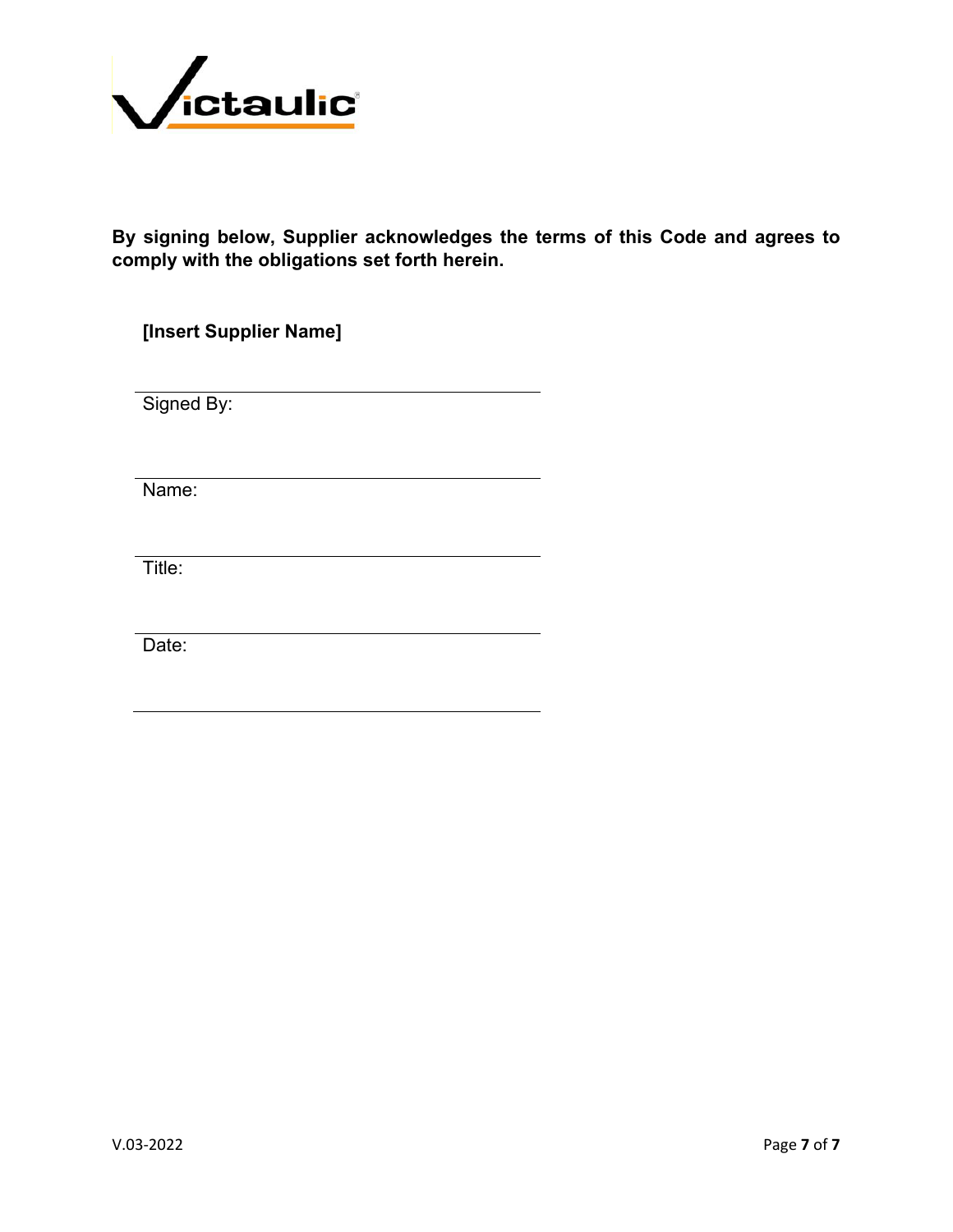**By signing below, Supplier acknowledges the terms of this Code and agrees to comply with the obligations set forth herein.**

**[Insert Supplier Name]**

\_\_\_\_\_\_\_\_\_\_\_\_\_\_\_\_\_\_\_\_\_\_\_\_\_\_\_\_\_\_\_\_\_\_\_\_\_\_\_\_

Signed By:

\_\_\_\_\_\_\_\_\_\_\_\_\_\_\_\_\_\_\_\_\_\_\_\_\_\_\_\_\_\_\_\_\_\_\_\_\_\_\_\_

Name:

\_\_\_\_\_\_\_\_\_\_\_\_\_\_\_\_\_\_\_\_\_\_\_\_\_\_\_\_\_\_\_\_\_\_\_\_\_\_\_\_

Title:

\_\_\_\_\_\_\_\_\_\_\_\_\_\_\_\_\_\_\_\_\_\_\_\_\_\_\_\_\_\_\_\_\_\_\_\_\_\_\_\_

Date:

\_\_\_\_\_\_\_\_\_\_\_\_\_\_\_\_\_\_\_\_\_\_\_\_\_\_\_\_\_\_\_\_\_\_\_\_\_\_\_\_

V.03-2022